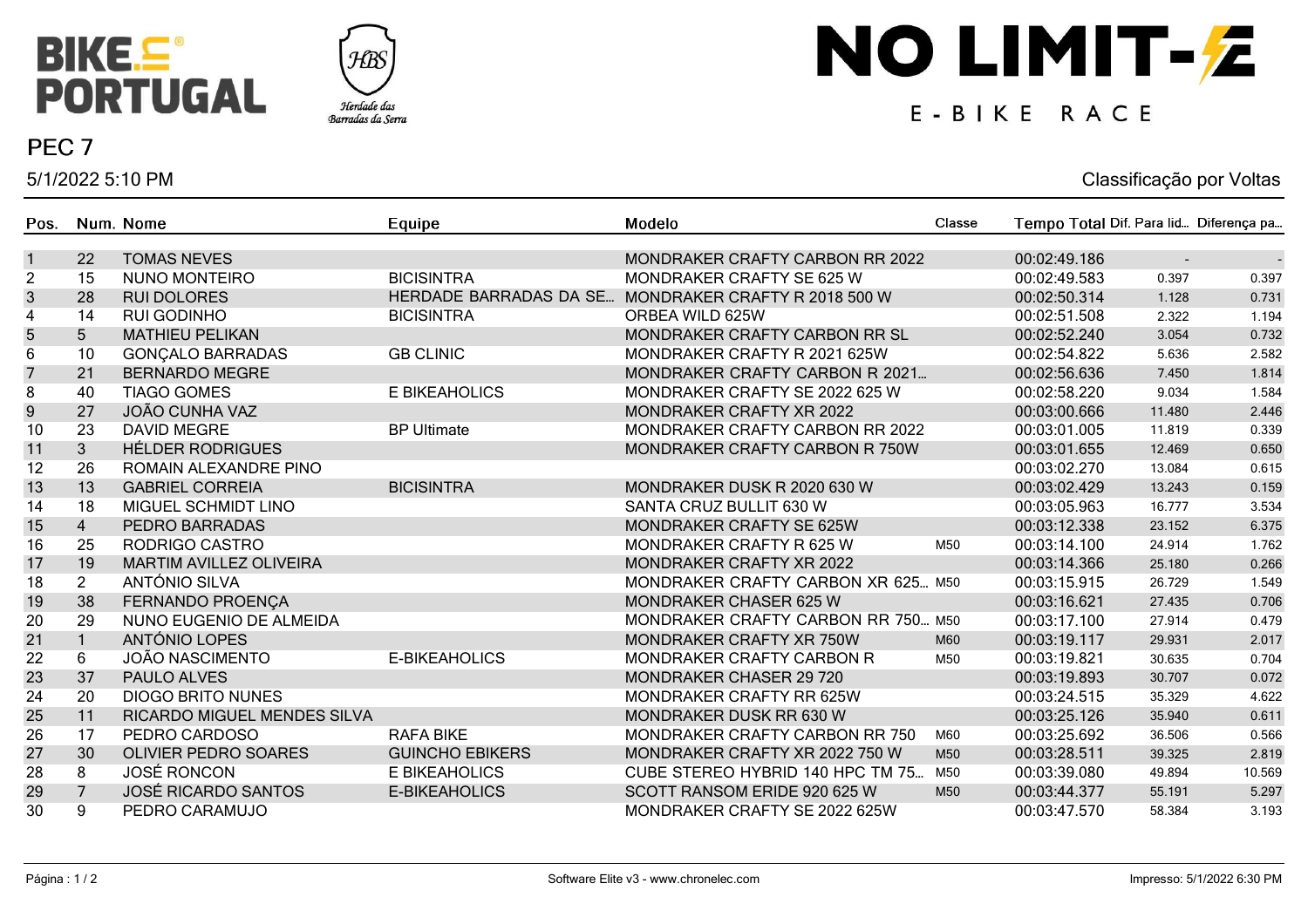BIKE PORTUGAL

Herdade das Barradas da Serra

# NO LIMIT-E

E-BIKE RACE

## PEC 7

5/1/2022 5:10 PM

Classificação por Voltas

| Pos. | Num. | Nome | Equipe | Modelo | Classe | Tempo Total | Dif. Para lid... | Diferença pa... |
|---|---|---|---|---|---|---|---|---|
| 1 | 22 | TOMAS NEVES | | MONDRAKER CRAFTY CARBON RR 2022 | | 00:02:49.186 | - | - |
| 2 | 15 | NUNO MONTEIRO | BICISINTRA | MONDRAKER CRAFTY SE 625 W | | 00:02:49.583 | 0.397 | 0.397 |
| 3 | 28 | RUI DOLORES | HERDADE BARRADAS DA SE... | MONDRAKER CRAFTY R 2018 500 W | | 00:02:50.314 | 1.128 | 0.731 |
| 4 | 14 | RUI GODINHO | BICISINTRA | ORBEA WILD 625W | | 00:02:51.508 | 2.322 | 1.194 |
| 5 | 5 | MATHIEU PELIKAN | | MONDRAKER CRAFTY CARBON RR SL | | 00:02:52.240 | 3.054 | 0.732 |
| 6 | 10 | GONÇALO BARRADAS | GB CLINIC | MONDRAKER CRAFTY R 2021 625W | | 00:02:54.822 | 5.636 | 2.582 |
| 7 | 21 | BERNARDO MEGRE | | MONDRAKER CRAFTY CARBON R 2021... | | 00:02:56.636 | 7.450 | 1.814 |
| 8 | 40 | TIAGO GOMES | E BIKEAHOLICS | MONDRAKER CRAFTY SE 2022 625 W | | 00:02:58.220 | 9.034 | 1.584 |
| 9 | 27 | JOÃO CUNHA VAZ | | MONDRAKER CRAFTY XR 2022 | | 00:03:00.666 | 11.480 | 2.446 |
| 10 | 23 | DAVID MEGRE | BP Ultimate | MONDRAKER CRAFTY CARBON RR 2022 | | 00:03:01.005 | 11.819 | 0.339 |
| 11 | 3 | HÉLDER RODRIGUES | | MONDRAKER CRAFTY CARBON R 750W | | 00:03:01.655 | 12.469 | 0.650 |
| 12 | 26 | ROMAIN ALEXANDRE PINO | | | | 00:03:02.270 | 13.084 | 0.615 |
| 13 | 13 | GABRIEL CORREIA | BICISINTRA | MONDRAKER DUSK R 2020 630 W | | 00:03:02.429 | 13.243 | 0.159 |
| 14 | 18 | MIGUEL SCHMIDT LINO | | SANTA CRUZ BULLIT 630 W | | 00:03:05.963 | 16.777 | 3.534 |
| 15 | 4 | PEDRO BARRADAS | | MONDRAKER CRAFTY SE 625W | | 00:03:12.338 | 23.152 | 6.375 |
| 16 | 25 | RODRIGO CASTRO | | MONDRAKER CRAFTY R 625 W | M50 | 00:03:14.100 | 24.914 | 1.762 |
| 17 | 19 | MARTIM AVILLEZ OLIVEIRA | | MONDRAKER CRAFTY XR 2022 | | 00:03:14.366 | 25.180 | 0.266 |
| 18 | 2 | ANTÓNIO SILVA | | MONDRAKER CRAFTY CARBON XR 625... | M50 | 00:03:15.915 | 26.729 | 1.549 |
| 19 | 38 | FERNANDO PROENÇA | | MONDRAKER CHASER 625 W | | 00:03:16.621 | 27.435 | 0.706 |
| 20 | 29 | NUNO EUGENIO DE ALMEIDA | | MONDRAKER CRAFTY CARBON RR 750... | M50 | 00:03:17.100 | 27.914 | 0.479 |
| 21 | 1 | ANTÓNIO LOPES | | MONDRAKER CRAFTY XR 750W | M60 | 00:03:19.117 | 29.931 | 2.017 |
| 22 | 6 | JOÃO NASCIMENTO | E-BIKEAHOLICS | MONDRAKER CRAFTY CARBON R | M50 | 00:03:19.821 | 30.635 | 0.704 |
| 23 | 37 | PAULO ALVES | | MONDRAKER CHASER 29 720 | | 00:03:19.893 | 30.707 | 0.072 |
| 24 | 20 | DIOGO BRITO NUNES | | MONDRAKER CRAFTY RR 625W | | 00:03:24.515 | 35.329 | 4.622 |
| 25 | 11 | RICARDO MIGUEL MENDES SILVA | | MONDRAKER DUSK RR 630 W | | 00:03:25.126 | 35.940 | 0.611 |
| 26 | 17 | PEDRO CARDOSO | RAFA BIKE | MONDRAKER CRAFTY CARBON RR 750 | M60 | 00:03:25.692 | 36.506 | 0.566 |
| 27 | 30 | OLIVIER PEDRO SOARES | GUINCHO EBIKERS | MONDRAKER CRAFTY XR 2022 750 W | M50 | 00:03:28.511 | 39.325 | 2.819 |
| 28 | 8 | JOSÉ RONCON | E BIKEAHOLICS | CUBE STEREO HYBRID 140 HPC TM 75... | M50 | 00:03:39.080 | 49.894 | 10.569 |
| 29 | 7 | JOSÉ RICARDO SANTOS | E-BIKEAHOLICS | SCOTT RANSOM ERIDE 920 625 W | M50 | 00:03:44.377 | 55.191 | 5.297 |
| 30 | 9 | PEDRO CARAMUJO | | MONDRAKER CRAFTY SE 2022 625W | | 00:03:47.570 | 58.384 | 3.193 |

Software Elite v3 - www.chronelec.com

Impresso: 5/1/2022 6:30 PM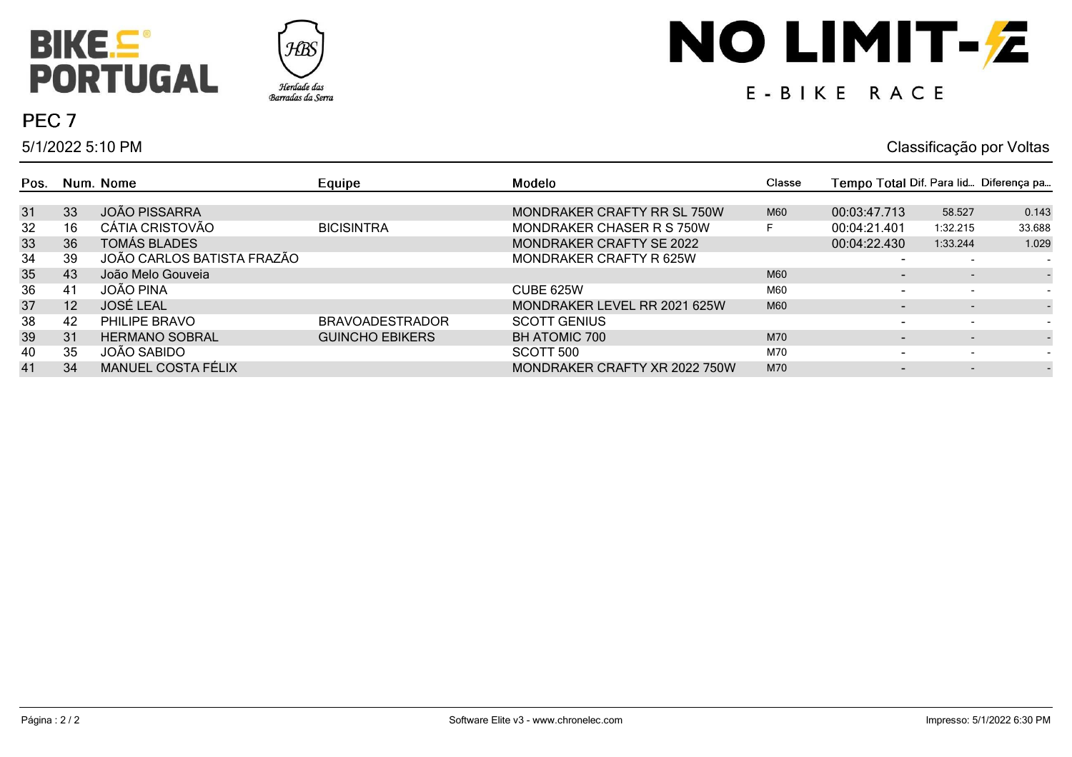BIKE PORTUGAL

Herdade das Barradas da Serra

# NO LIMIT-E

E-BIKE RACE

## PEC 7

5/1/2022 5:10 PM

Classificação por Voltas

| Pos. | Num. | Nome | Equipe | Modelo | Classe | Tempo Total | Dif. Para lid... | Diferença pa... |
|---|---|---|---|---|---|---|---|---|
| 31 | 33 | JOÃO PISSARRA | | MONDRAKER CRAFTY RR SL 750W | M60 | 00:03:47.713 | 58.527 | 0.143 |
| 32 | 16 | CÁTIA CRISTOVÃO | BICISINTRA | MONDRAKER CHASER R S 750W | F | 00:04:21.401 | 1:32.215 | 33.688 |
| 33 | 36 | TOMÁS BLADES | | MONDRAKER CRAFTY SE 2022 | | 00:04:22.430 | 1:33.244 | 1.029 |
| 34 | 39 | JOÃO CARLOS BATISTA FRAZÃO | | MONDRAKER CRAFTY R 625W | | - | - | - |
| 35 | 43 | João Melo Gouveia | | | M60 | - | - | - |
| 36 | 41 | JOÃO PINA | | CUBE 625W | M60 | - | - | - |
| 37 | 12 | JOSÉ LEAL | | MONDRAKER LEVEL RR 2021 625W | M60 | - | - | - |
| 38 | 42 | PHILIPE BRAVO | BRAVOADESTRADOR | SCOTT GENIUS | | - | - | - |
| 39 | 31 | HERMANO SOBRAL | GUINCHO EBIKERS | BH ATOMIC 700 | M70 | - | - | - |
| 40 | 35 | JOÃO SABIDO | | SCOTT 500 | M70 | - | - | - |
| 41 | 34 | MANUEL COSTA FÉLIX | | MONDRAKER CRAFTY XR 2022 750W | M70 | - | - | - |

Software Elite v3 - www.chronelec.com

Impresso: 5/1/2022 6:30 PM